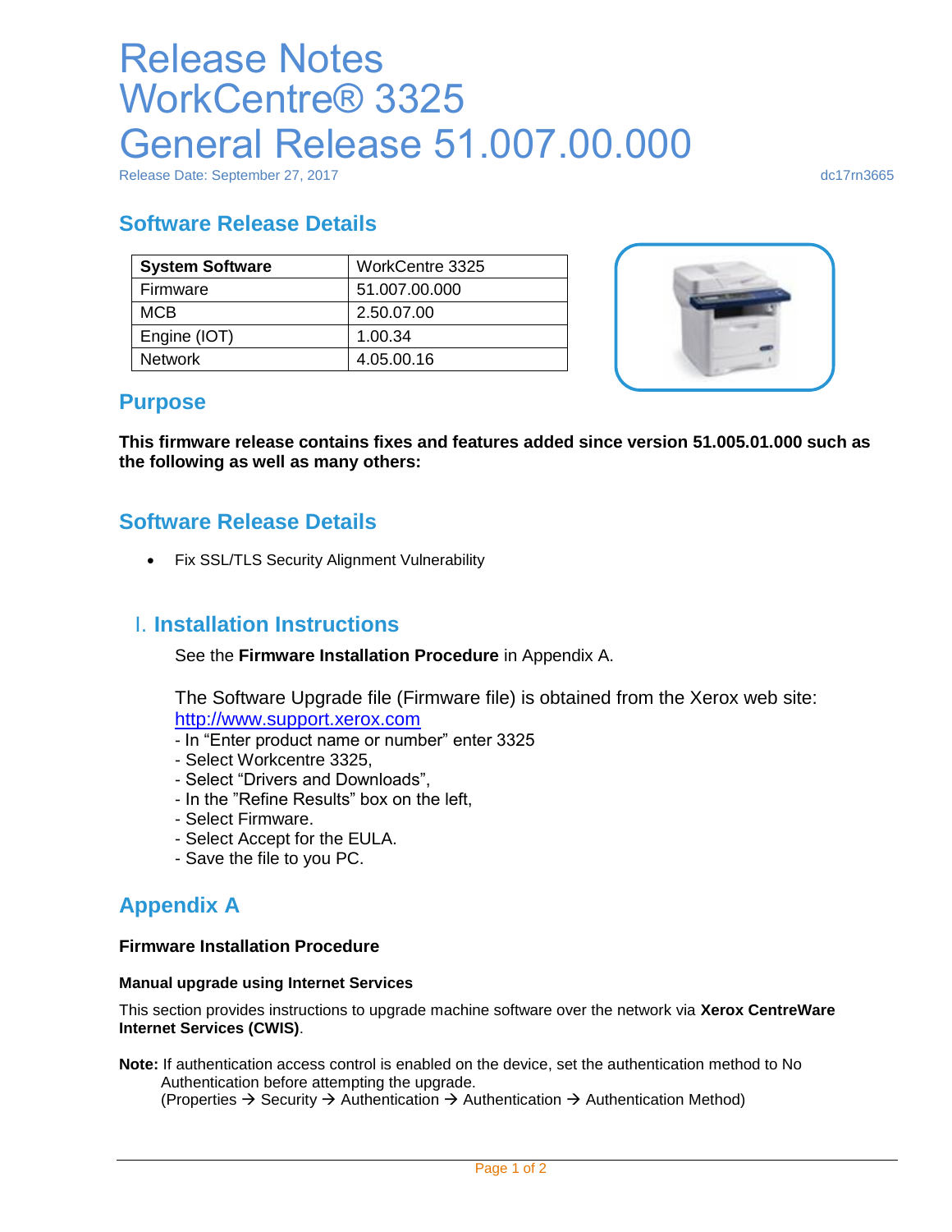# Release Notes
# WorkCentre® 3325
# General Release 51.007.00.000

Release Date: September 27, 2017 dc17rn3665

## Software Release Details

| System Software | WorkCentre 3325 |
|---|---|
| Firmware | 51.007.00.000 |
| MCB | 2.50.07.00 |
| Engine (IOT) | 1.00.34 |
| Network | 4.05.00.16 |

## Purpose

**This firmware release contains fixes and features added since version 51.005.01.000 such as the following as well as many others:**

## Software Release Details

- Fix SSL/TLS Security Alignment Vulnerability

## I. Installation Instructions

See the **Firmware Installation Procedure** in Appendix A.

The Software Upgrade file (Firmware file) is obtained from the Xerox web site:
http://www.support.xerox.com
- In “Enter product name or number” enter 3325
- Select Workcentre 3325,
- Select “Drivers and Downloads”,
- In the ”Refine Results” box on the left,
- Select Firmware.
- Select Accept for the EULA.
- Save the file to you PC.

## Appendix A

### Firmware Installation Procedure

#### Manual upgrade using Internet Services

This section provides instructions to upgrade machine software over the network via **Xerox CentreWare Internet Services (CWIS)**.

**Note:** If authentication access control is enabled on the device, set the authentication method to No Authentication before attempting the upgrade.
(Properties → Security → Authentication → Authentication → Authentication Method)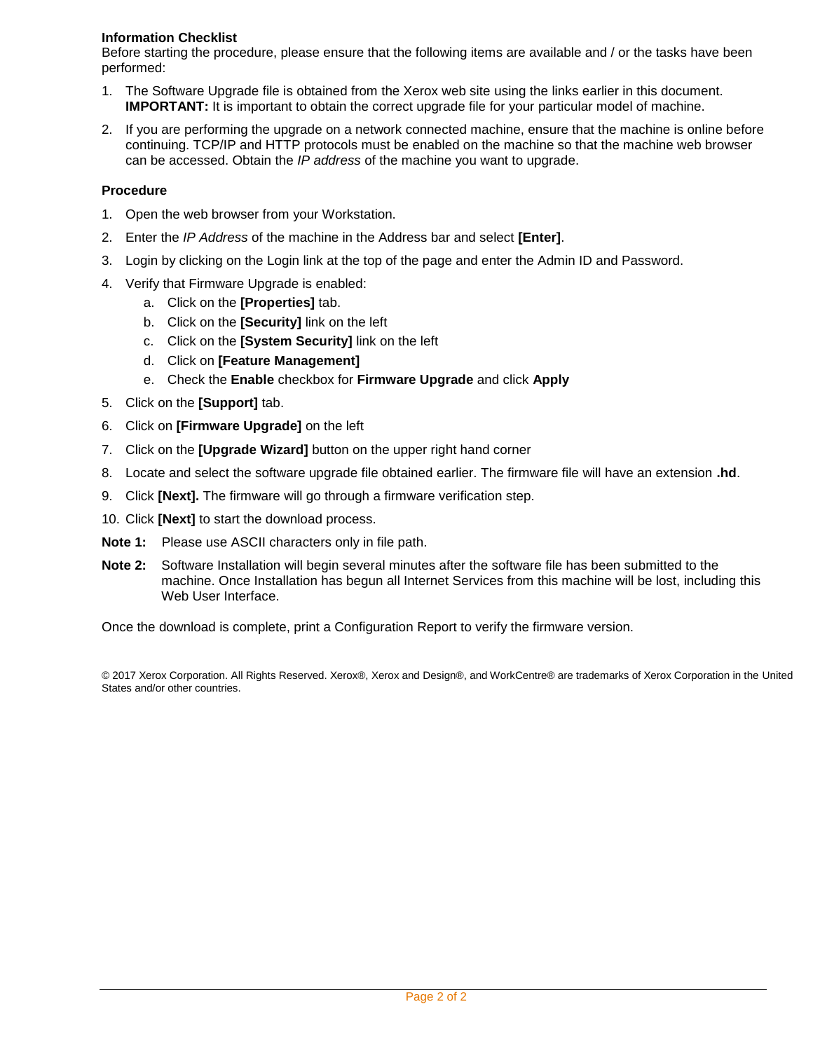**Information Checklist**

Before starting the procedure, please ensure that the following items are available and / or the tasks have been performed:

1. The Software Upgrade file is obtained from the Xerox web site using the links earlier in this document. **IMPORTANT:** It is important to obtain the correct upgrade file for your particular model of machine.
2. If you are performing the upgrade on a network connected machine, ensure that the machine is online before continuing. TCP/IP and HTTP protocols must be enabled on the machine so that the machine web browser can be accessed. Obtain the *IP address* of the machine you want to upgrade.

**Procedure**

1. Open the web browser from your Workstation.
2. Enter the *IP Address* of the machine in the Address bar and select **[Enter]**.
3. Login by clicking on the Login link at the top of the page and enter the Admin ID and Password.
4. Verify that Firmware Upgrade is enabled:
   a. Click on the **[Properties]** tab.
   b. Click on the **[Security]** link on the left
   c. Click on the **[System Security]** link on the left
   d. Click on **[Feature Management]**
   e. Check the **Enable** checkbox for **Firmware Upgrade** and click **Apply**
5. Click on the **[Support]** tab.
6. Click on **[Firmware Upgrade]** on the left
7. Click on the **[Upgrade Wizard]** button on the upper right hand corner
8. Locate and select the software upgrade file obtained earlier. The firmware file will have an extension **.hd**.
9. Click **[Next].** The firmware will go through a firmware verification step.
10. Click **[Next]** to start the download process.

**Note 1:** Please use ASCII characters only in file path.

**Note 2:** Software Installation will begin several minutes after the software file has been submitted to the machine. Once Installation has begun all Internet Services from this machine will be lost, including this Web User Interface.

Once the download is complete, print a Configuration Report to verify the firmware version.

© 2017 Xerox Corporation. All Rights Reserved. Xerox®, Xerox and Design®, and WorkCentre® are trademarks of Xerox Corporation in the United States and/or other countries.